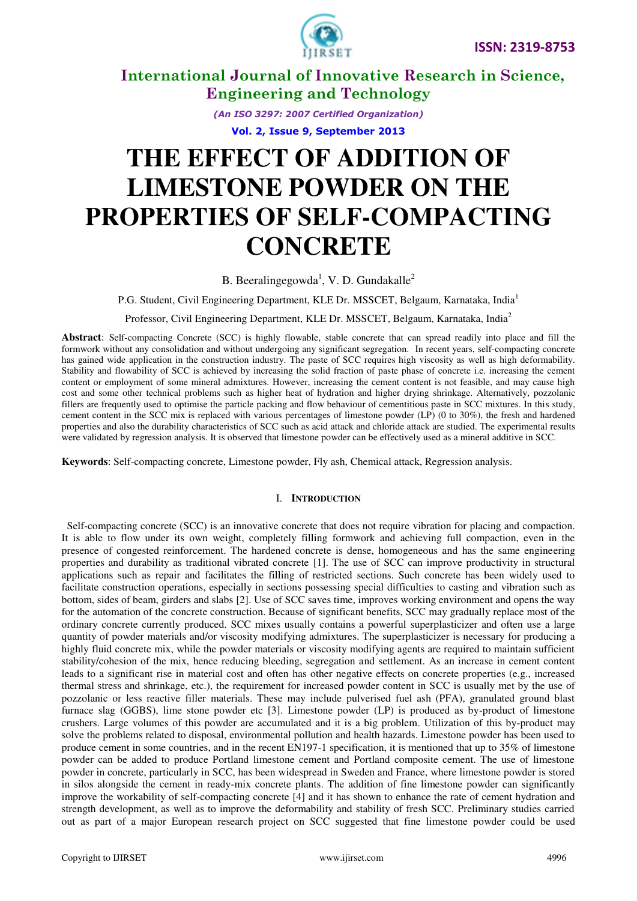# THE EFFECT OF ADDITION OF LIMESTONE POWDER ON THE PROPERTIES OF SELF-COMPACTING CONCRETE

B. Beeralingegowda[1], V. D. Gundakalle[2]

P.G. Student, Civil Engineering Department, KLE Dr. MSSCET, Belgaum, Karnataka, India[1]

Professor, Civil Engineering Department, KLE Dr. MSSCET, Belgaum, Karnataka, India[2]

**Abstract**: Self-compacting Concrete (SCC) is highly flowable, stable concrete that can spread readily into place and fill the formwork without any consolidation and without undergoing any significant segregation. In recent years, self-compacting concrete has gained wide application in the construction industry. The paste of SCC requires high viscosity as well as high deformability. Stability and flowability of SCC is achieved by increasing the solid fraction of paste phase of concrete i.e. increasing the cement content or employment of some mineral admixtures. However, increasing the cement content is not feasible, and may cause high cost and some other technical problems such as higher heat of hydration and higher drying shrinkage. Alternatively, pozzolanic fillers are frequently used to optimise the particle packing and flow behaviour of cementitious paste in SCC mixtures. In this study, cement content in the SCC mix is replaced with various percentages of limestone powder (LP) (0 to 30%), the fresh and hardened properties and also the durability characteristics of SCC such as acid attack and chloride attack are studied. The experimental results were validated by regression analysis. It is observed that limestone powder can be effectively used as a mineral additive in SCC.

**Keywords**: Self-compacting concrete, Limestone powder, Fly ash, Chemical attack, Regression analysis.

## I. INTRODUCTION

Self-compacting concrete (SCC) is an innovative concrete that does not require vibration for placing and compaction. It is able to flow under its own weight, completely filling formwork and achieving full compaction, even in the presence of congested reinforcement. The hardened concrete is dense, homogeneous and has the same engineering properties and durability as traditional vibrated concrete [1]. The use of SCC can improve productivity in structural applications such as repair and facilitates the filling of restricted sections. Such concrete has been widely used to facilitate construction operations, especially in sections possessing special difficulties to casting and vibration such as bottom, sides of beam, girders and slabs [2]. Use of SCC saves time, improves working environment and opens the way for the automation of the concrete construction. Because of significant benefits, SCC may gradually replace most of the ordinary concrete currently produced. SCC mixes usually contains a powerful superplasticizer and often use a large quantity of powder materials and/or viscosity modifying admixtures. The superplasticizer is necessary for producing a highly fluid concrete mix, while the powder materials or viscosity modifying agents are required to maintain sufficient stability/cohesion of the mix, hence reducing bleeding, segregation and settlement. As an increase in cement content leads to a significant rise in material cost and often has other negative effects on concrete properties (e.g., increased thermal stress and shrinkage, etc.), the requirement for increased powder content in SCC is usually met by the use of pozzolanic or less reactive filler materials. These may include pulverised fuel ash (PFA), granulated ground blast furnace slag (GGBS), lime stone powder etc [3]. Limestone powder (LP) is produced as by-product of limestone crushers. Large volumes of this powder are accumulated and it is a big problem. Utilization of this by-product may solve the problems related to disposal, environmental pollution and health hazards. Limestone powder has been used to produce cement in some countries, and in the recent EN197-1 specification, it is mentioned that up to 35% of limestone powder can be added to produce Portland limestone cement and Portland composite cement. The use of limestone powder in concrete, particularly in SCC, has been widespread in Sweden and France, where limestone powder is stored in silos alongside the cement in ready-mix concrete plants. The addition of fine limestone powder can significantly improve the workability of self-compacting concrete [4] and it has shown to enhance the rate of cement hydration and strength development, as well as to improve the deformability and stability of fresh SCC. Preliminary studies carried out as part of a major European research project on SCC suggested that fine limestone powder could be used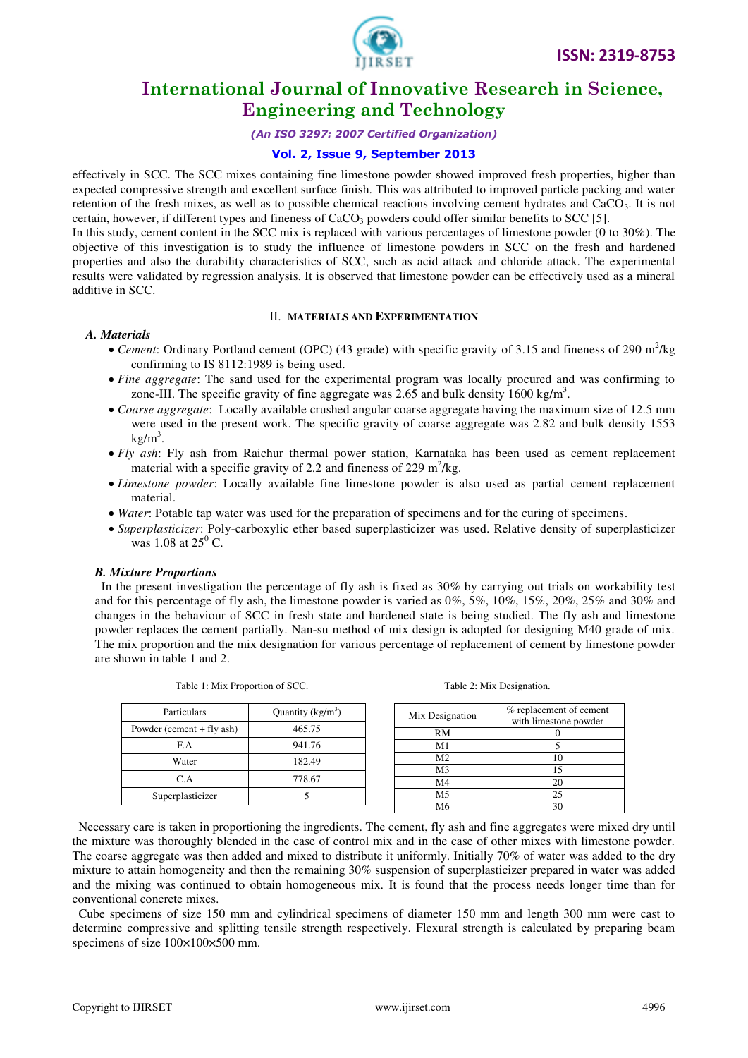effectively in SCC. The SCC mixes containing fine limestone powder showed improved fresh properties, higher than expected compressive strength and excellent surface finish. This was attributed to improved particle packing and water retention of the fresh mixes, as well as to possible chemical reactions involving cement hydrates and $CaCO_3$. It is not certain, however, if different types and fineness of $CaCO_3$ powders could offer similar benefits to SCC [5].

In this study, cement content in the SCC mix is replaced with various percentages of limestone powder (0 to 30%). The objective of this investigation is to study the influence of limestone powders in SCC on the fresh and hardened properties and also the durability characteristics of SCC, such as acid attack and chloride attack. The experimental results were validated by regression analysis. It is observed that limestone powder can be effectively used as a mineral additive in SCC.

## II. MATERIALS AND EXPERIMENTATION

### A. Materials

- *Cement*: Ordinary Portland cement (OPC) (43 grade) with specific gravity of 3.15 and fineness of 290 $m^2/kg$ confirming to IS 8112:1989 is being used.
- *Fine aggregate*: The sand used for the experimental program was locally procured and was confirming to zone-III. The specific gravity of fine aggregate was 2.65 and bulk density 1600 $kg/m^3$.
- *Coarse aggregate*: Locally available crushed angular coarse aggregate having the maximum size of 12.5 mm were used in the present work. The specific gravity of coarse aggregate was 2.82 and bulk density 1553 $kg/m^3$.
- *Fly ash*: Fly ash from Raichur thermal power station, Karnataka has been used as cement replacement material with a specific gravity of 2.2 and fineness of 229 $m^2/kg$.
- *Limestone powder*: Locally available fine limestone powder is also used as partial cement replacement material.
- *Water*: Potable tap water was used for the preparation of specimens and for the curing of specimens.
- *Superplasticizer*: Poly-carboxylic ether based superplasticizer was used. Relative density of superplasticizer was 1.08 at $25^0$ C.

### B. Mixture Proportions

In the present investigation the percentage of fly ash is fixed as 30% by carrying out trials on workability test and for this percentage of fly ash, the limestone powder is varied as 0%, 5%, 10%, 15%, 20%, 25% and 30% and changes in the behaviour of SCC in fresh state and hardened state is being studied. The fly ash and limestone powder replaces the cement partially. Nan-su method of mix design is adopted for designing M40 grade of mix. The mix proportion and the mix designation for various percentage of replacement of cement by limestone powder are shown in table 1 and 2.

Table 1: Mix Proportion of SCC.

| Particulars | Quantity ($kg/m^3$) |
|---|---|
| Powder (cement + fly ash) | 465.75 |
| F.A | 941.76 |
| Water | 182.49 |
| C.A | 778.67 |
| Superplasticizer | 5 |

Table 2: Mix Designation.

| Mix Designation | % replacement of cement with limestone powder |
|---|---|
| RM | 0 |
| M1 | 5 |
| M2 | 10 |
| M3 | 15 |
| M4 | 20 |
| M5 | 25 |
| M6 | 30 |

Necessary care is taken in proportioning the ingredients. The cement, fly ash and fine aggregates were mixed dry until the mixture was thoroughly blended in the case of control mix and in the case of other mixes with limestone powder. The coarse aggregate was then added and mixed to distribute it uniformly. Initially 70% of water was added to the dry mixture to attain homogeneity and then the remaining 30% suspension of superplasticizer prepared in water was added and the mixing was continued to obtain homogeneous mix. It is found that the process needs longer time than for conventional concrete mixes.

Cube specimens of size 150 mm and cylindrical specimens of diameter 150 mm and length 300 mm were cast to determine compressive and splitting tensile strength respectively. Flexural strength is calculated by preparing beam specimens of size 100×100×500 mm.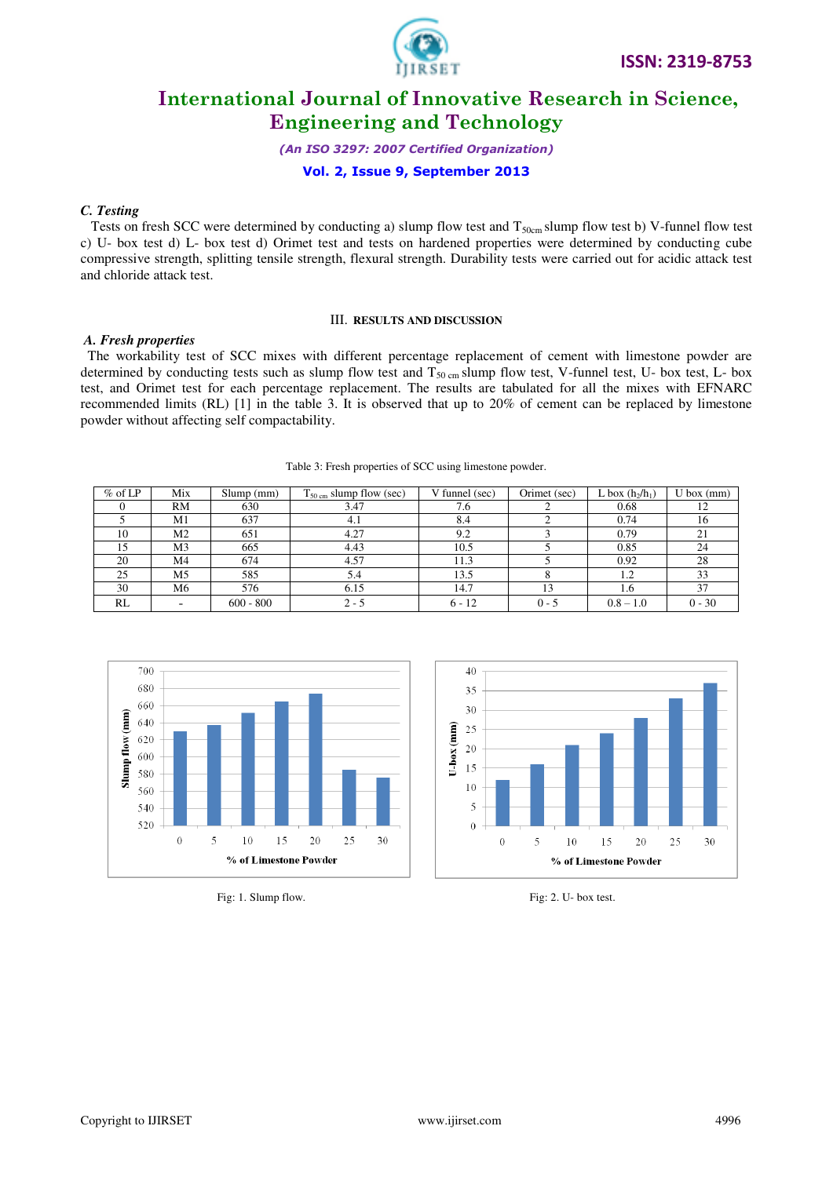### C. Testing

Tests on fresh SCC were determined by conducting a) slump flow test and $T_{50cm}$ slump flow test b) V-funnel flow test c) U- box test d) L- box test d) Orimet test and tests on hardened properties were determined by conducting cube compressive strength, splitting tensile strength, flexural strength. Durability tests were carried out for acidic attack test and chloride attack test.

## III. RESULTS AND DISCUSSION

### A. Fresh properties

The workability test of SCC mixes with different percentage replacement of cement with limestone powder are determined by conducting tests such as slump flow test and $T_{50\ cm}$ slump flow test, V-funnel test, U- box test, L- box test, and Orimet test for each percentage replacement. The results are tabulated for all the mixes with EFNARC recommended limits (RL) [1] in the table 3. It is observed that up to 20% of cement can be replaced by limestone powder without affecting self compactability.

Table 3: Fresh properties of SCC using limestone powder.

| % of LP | Mix | Slump (mm) | $T_{50\ cm}$ slump flow (sec) | V funnel (sec) | Orimet (sec) | L box ($h_2/h_1$) | U box (mm) |
|---|---|---|---|---|---|---|---|
| 0 | RM | 630 | 3.47 | 7.6 | 2 | 0.68 | 12 |
| 5 | M1 | 637 | 4.1 | 8.4 | 2 | 0.74 | 16 |
| 10 | M2 | 651 | 4.27 | 9.2 | 3 | 0.79 | 21 |
| 15 | M3 | 665 | 4.43 | 10.5 | 5 | 0.85 | 24 |
| 20 | M4 | 674 | 4.57 | 11.3 | 5 | 0.92 | 28 |
| 25 | M5 | 585 | 5.4 | 13.5 | 8 | 1.2 | 33 |
| 30 | M6 | 576 | 6.15 | 14.7 | 13 | 1.6 | 37 |
| RL | - | 600 - 800 | 2 - 5 | 6 - 12 | 0 - 5 | 0.8 – 1.0 | 0 - 30 |

Fig: 1. Slump flow.

Fig: 2. U- box test.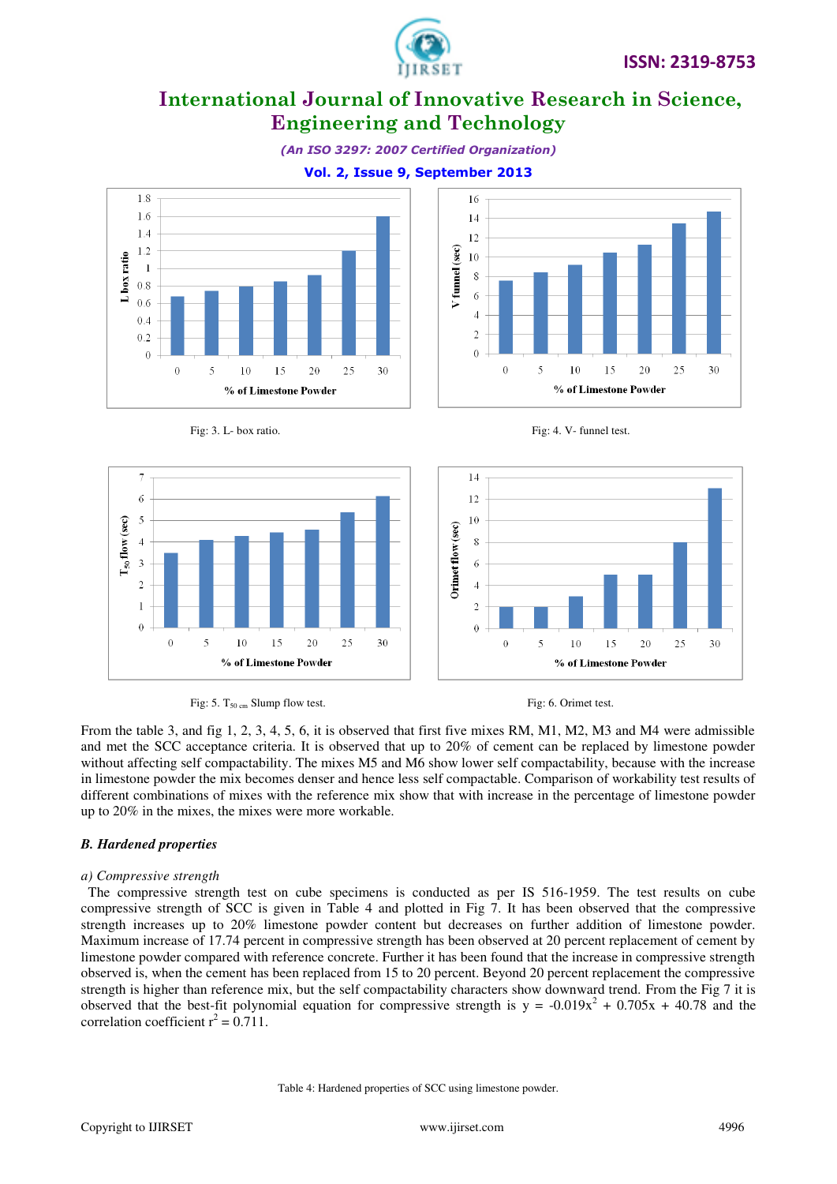Fig: 3. L- box ratio.

Fig: 4. V- funnel test.

Fig: 5. $T_{50\,cm}$ Slump flow test.

Fig: 6. Orimet test.

From the table 3, and fig 1, 2, 3, 4, 5, 6, it is observed that first five mixes RM, M1, M2, M3 and M4 were admissible and met the SCC acceptance criteria. It is observed that up to 20% of cement can be replaced by limestone powder without affecting self compactability. The mixes M5 and M6 show lower self compactability, because with the increase in limestone powder the mix becomes denser and hence less self compactable. Comparison of workability test results of different combinations of mixes with the reference mix show that with increase in the percentage of limestone powder up to 20% in the mixes, the mixes were more workable.

### *B. Hardened properties*

#### *a) Compressive strength*

The compressive strength test on cube specimens is conducted as per IS 516-1959. The test results on cube compressive strength of SCC is given in Table 4 and plotted in Fig 7. It has been observed that the compressive strength increases up to 20% limestone powder content but decreases on further addition of limestone powder. Maximum increase of 17.74 percent in compressive strength has been observed at 20 percent replacement of cement by limestone powder compared with reference concrete. Further it has been found that the increase in compressive strength observed is, when the cement has been replaced from 15 to 20 percent. Beyond 20 percent replacement the compressive strength is higher than reference mix, but the self compactability characters show downward trend. From the Fig 7 it is observed that the best-fit polynomial equation for compressive strength is $y = -0.019x^2 + 0.705x + 40.78$ and the correlation coefficient $r^2 = 0.711$.

Table 4: Hardened properties of SCC using limestone powder.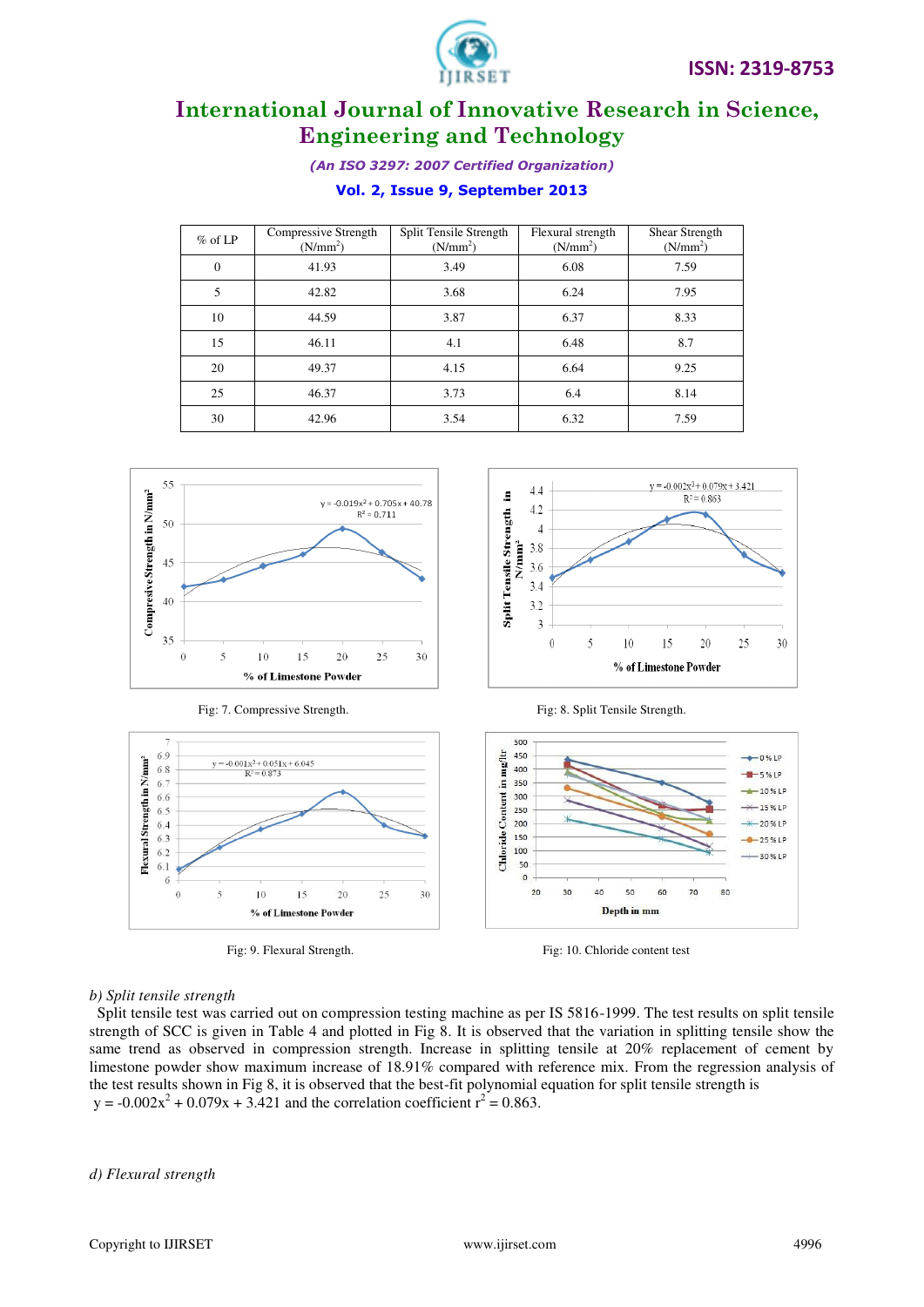| % of LP | Compressive Strength (N/mm$^2$) | Split Tensile Strength (N/mm$^2$) | Flexural strength (N/mm$^2$) | Shear Strength (N/mm$^2$) |
|---|---|---|---|---|
| 0 | 41.93 | 3.49 | 6.08 | 7.59 |
| 5 | 42.82 | 3.68 | 6.24 | 7.95 |
| 10 | 44.59 | 3.87 | 6.37 | 8.33 |
| 15 | 46.11 | 4.1 | 6.48 | 8.7 |
| 20 | 49.37 | 4.15 | 6.64 | 9.25 |
| 25 | 46.37 | 3.73 | 6.4 | 8.14 |
| 30 | 42.96 | 3.54 | 6.32 | 7.59 |

Fig: 7. Compressive Strength.

Fig: 8. Split Tensile Strength.

Fig: 9. Flexural Strength.

Fig: 10. Chloride content test

*b) Split tensile strength*

Split tensile test was carried out on compression testing machine as per IS 5816-1999. The test results on split tensile strength of SCC is given in Table 4 and plotted in Fig 8. It is observed that the variation in splitting tensile show the same trend as observed in compression strength. Increase in splitting tensile at 20% replacement of cement by limestone powder show maximum increase of 18.91% compared with reference mix. From the regression analysis of the test results shown in Fig 8, it is observed that the best-fit polynomial equation for split tensile strength is $y = -0.002x^2 + 0.079x + 3.421$ and the correlation coefficient $r^2 = 0.863$.

*d) Flexural strength*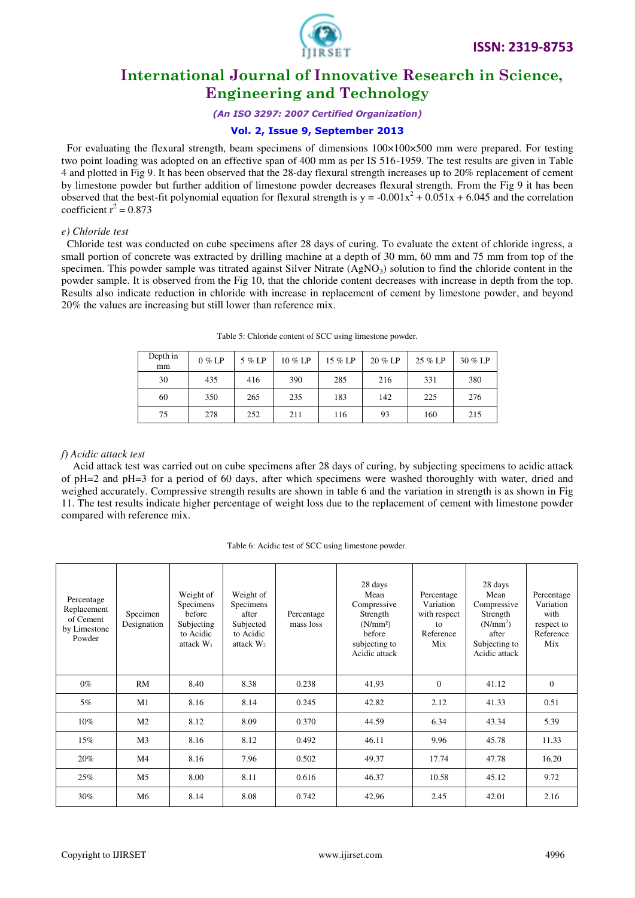For evaluating the flexural strength, beam specimens of dimensions 100×100×500 mm were prepared. For testing two point loading was adopted on an effective span of 400 mm as per IS 516-1959. The test results are given in Table 4 and plotted in Fig 9. It has been observed that the 28-day flexural strength increases up to 20% replacement of cement by limestone powder but further addition of limestone powder decreases flexural strength. From the Fig 9 it has been observed that the best-fit polynomial equation for flexural strength is $y = -0.001x^2 + 0.051x + 6.045$ and the correlation coefficient $r^2 = 0.873$

*e) Chloride test*

Chloride test was conducted on cube specimens after 28 days of curing. To evaluate the extent of chloride ingress, a small portion of concrete was extracted by drilling machine at a depth of 30 mm, 60 mm and 75 mm from top of the specimen. This powder sample was titrated against Silver Nitrate ($AgNO_3$) solution to find the chloride content in the powder sample. It is observed from the Fig 10, that the chloride content decreases with increase in depth from the top. Results also indicate reduction in chloride with increase in replacement of cement by limestone powder, and beyond 20% the values are increasing but still lower than reference mix.

Table 5: Chloride content of SCC using limestone powder.

| Depth in mm | 0 % LP | 5 % LP | 10 % LP | 15 % LP | 20 % LP | 25 % LP | 30 % LP |
|---|---|---|---|---|---|---|---|
| 30 | 435 | 416 | 390 | 285 | 216 | 331 | 380 |
| 60 | 350 | 265 | 235 | 183 | 142 | 225 | 276 |
| 75 | 278 | 252 | 211 | 116 | 93 | 160 | 215 |

*f) Acidic attack test*

Acid attack test was carried out on cube specimens after 28 days of curing, by subjecting specimens to acidic attack of pH=2 and pH=3 for a period of 60 days, after which specimens were washed thoroughly with water, dried and weighed accurately. Compressive strength results are shown in table 6 and the variation in strength is as shown in Fig 11. The test results indicate higher percentage of weight loss due to the replacement of cement with limestone powder compared with reference mix.

Table 6: Acidic test of SCC using limestone powder.

| Percentage Replacement of Cement by Limestone Powder | Specimen Designation | Weight of Specimens before Subjecting to Acidic attack $W_1$ | Weight of Specimens after Subjected to Acidic attack $W_2$ | Percentage mass loss | 28 days Mean Compressive Strength (N/mm²) before subjecting to Acidic attack | Percentage Variation with respect to Reference Mix | 28 days Mean Compressive Strength (N/mm²) after Subjecting to Acidic attack | Percentage Variation with respect to Reference Mix |
|---|---|---|---|---|---|---|---|---|
| 0% | RM | 8.40 | 8.38 | 0.238 | 41.93 | 0 | 41.12 | 0 |
| 5% | M1 | 8.16 | 8.14 | 0.245 | 42.82 | 2.12 | 41.33 | 0.51 |
| 10% | M2 | 8.12 | 8.09 | 0.370 | 44.59 | 6.34 | 43.34 | 5.39 |
| 15% | M3 | 8.16 | 8.12 | 0.492 | 46.11 | 9.96 | 45.78 | 11.33 |
| 20% | M4 | 8.16 | 7.96 | 0.502 | 49.37 | 17.74 | 47.78 | 16.20 |
| 25% | M5 | 8.00 | 8.11 | 0.616 | 46.37 | 10.58 | 45.12 | 9.72 |
| 30% | M6 | 8.14 | 8.08 | 0.742 | 42.96 | 2.45 | 42.01 | 2.16 |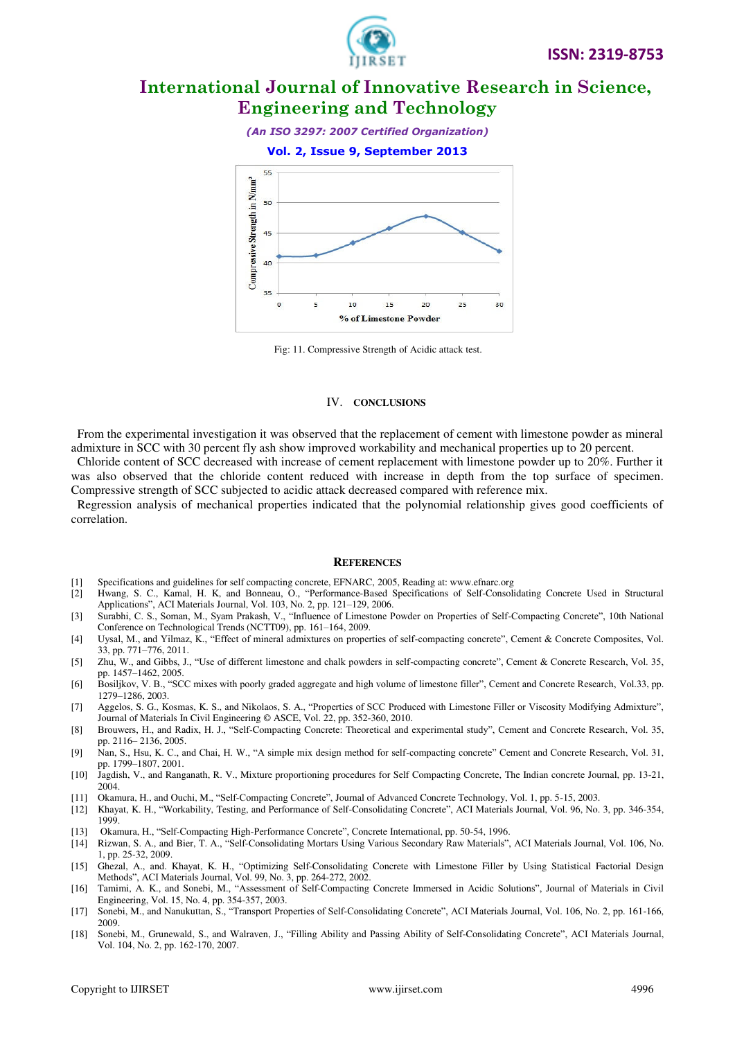Fig: 11. Compressive Strength of Acidic attack test.

## IV. CONCLUSIONS

From the experimental investigation it was observed that the replacement of cement with limestone powder as mineral admixture in SCC with 30 percent fly ash show improved workability and mechanical properties up to 20 percent.

Chloride content of SCC decreased with increase of cement replacement with limestone powder up to 20%. Further it was also observed that the chloride content reduced with increase in depth from the top surface of specimen. Compressive strength of SCC subjected to acidic attack decreased compared with reference mix.

Regression analysis of mechanical properties indicated that the polynomial relationship gives good coefficients of correlation.

## REFERENCES

[1] Specifications and guidelines for self compacting concrete, EFNARC, 2005, Reading at: www.efnarc.org

[2] Hwang, S. C., Kamal, H. K, and Bonneau, O., "Performance-Based Specifications of Self-Consolidating Concrete Used in Structural Applications", ACI Materials Journal, Vol. 103, No. 2, pp. 121–129, 2006.

[3] Surabhi, C. S., Soman, M., Syam Prakash, V., "Influence of Limestone Powder on Properties of Self-Compacting Concrete", 10th National Conference on Technological Trends (NCTT09), pp. 161–164, 2009.

[4] Uysal, M., and Yilmaz, K., "Effect of mineral admixtures on properties of self-compacting concrete", Cement & Concrete Composites, Vol. 33, pp. 771–776, 2011.

[5] Zhu, W., and Gibbs, J., "Use of different limestone and chalk powders in self-compacting concrete", Cement & Concrete Research, Vol. 35, pp. 1457–1462, 2005.

[6] Bosiljkov, V. B., "SCC mixes with poorly graded aggregate and high volume of limestone filler", Cement and Concrete Research, Vol.33, pp. 1279–1286, 2003.

[7] Aggelos, S. G., Kosmas, K. S., and Nikolaos, S. A., "Properties of SCC Produced with Limestone Filler or Viscosity Modifying Admixture", Journal of Materials In Civil Engineering © ASCE, Vol. 22, pp. 352-360, 2010.

[8] Brouwers, H., and Radix, H. J., "Self-Compacting Concrete: Theoretical and experimental study", Cement and Concrete Research, Vol. 35, pp. 2116– 2136, 2005.

[9] Nan, S., Hsu, K. C., and Chai, H. W., "A simple mix design method for self-compacting concrete" Cement and Concrete Research, Vol. 31, pp. 1799–1807, 2001.

[10] Jagdish, V., and Ranganath, R. V., Mixture proportioning procedures for Self Compacting Concrete, The Indian concrete Journal, pp. 13-21, 2004.

[11] Okamura, H., and Ouchi, M., "Self-Compacting Concrete", Journal of Advanced Concrete Technology, Vol. 1, pp. 5-15, 2003.

[12] Khayat, K. H., "Workability, Testing, and Performance of Self-Consolidating Concrete", ACI Materials Journal, Vol. 96, No. 3, pp. 346-354, 1999.

[13] Okamura, H., "Self-Compacting High-Performance Concrete", Concrete International, pp. 50-54, 1996.

[14] Rizwan, S. A., and Bier, T. A., "Self-Consolidating Mortars Using Various Secondary Raw Materials", ACI Materials Journal, Vol. 106, No. 1, pp. 25-32, 2009.

[15] Ghezal, A., and. Khayat, K. H., "Optimizing Self-Consolidating Concrete with Limestone Filler by Using Statistical Factorial Design Methods", ACI Materials Journal, Vol. 99, No. 3, pp. 264-272, 2002.

[16] Tamimi, A. K., and Sonebi, M., "Assessment of Self-Compacting Concrete Immersed in Acidic Solutions", Journal of Materials in Civil Engineering, Vol. 15, No. 4, pp. 354-357, 2003.

[17] Sonebi, M., and Nanukuttan, S., "Transport Properties of Self-Consolidating Concrete", ACI Materials Journal, Vol. 106, No. 2, pp. 161-166, 2009.

[18] Sonebi, M., Grunewald, S., and Walraven, J., "Filling Ability and Passing Ability of Self-Consolidating Concrete", ACI Materials Journal, Vol. 104, No. 2, pp. 162-170, 2007.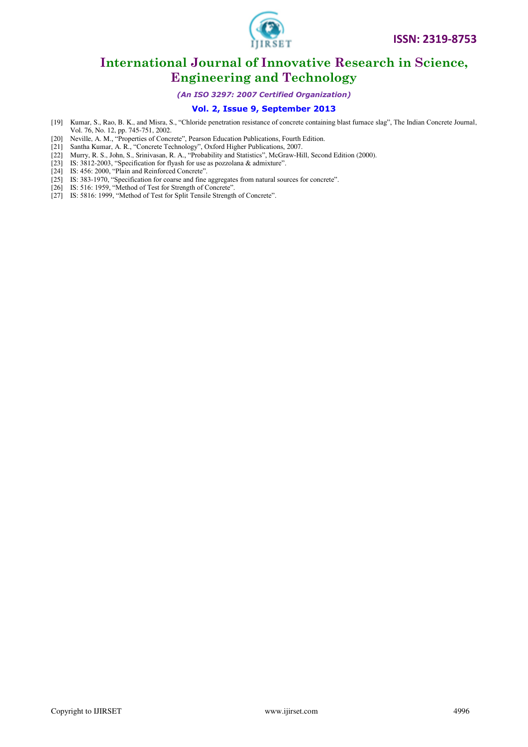[19] Kumar, S., Rao, B. K., and Misra, S., "Chloride penetration resistance of concrete containing blast furnace slag", The Indian Concrete Journal, Vol. 76, No. 12, pp. 745-751, 2002.

[20] Neville, A. M., "Properties of Concrete", Pearson Education Publications, Fourth Edition.

[21] Santha Kumar, A. R., "Concrete Technology", Oxford Higher Publications, 2007.

[22] Murry, R. S., John, S., Srinivasan, R. A., "Probability and Statistics", McGraw-Hill, Second Edition (2000).

[23] IS: 3812-2003, "Specification for flyash for use as pozzolana & admixture".

[24] IS: 456: 2000, "Plain and Reinforced Concrete".

[25] IS: 383-1970, "Specification for coarse and fine aggregates from natural sources for concrete".

[26] IS: 516: 1959, "Method of Test for Strength of Concrete".

[27] IS: 5816: 1999, "Method of Test for Split Tensile Strength of Concrete".